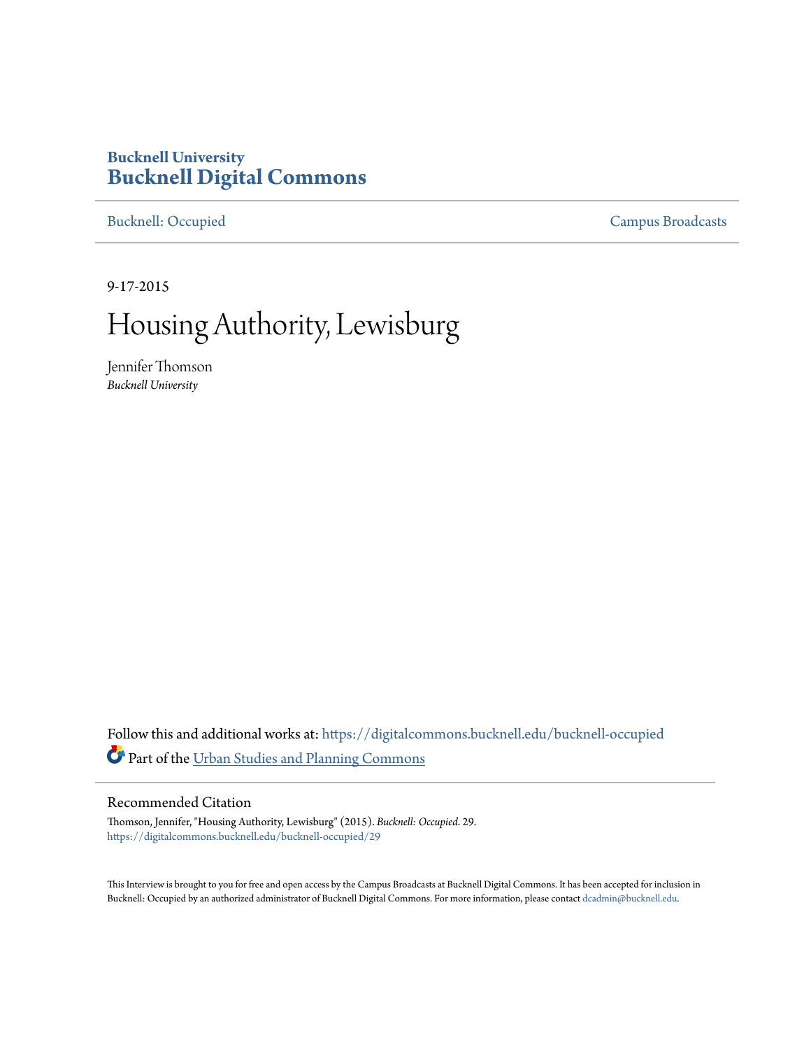**Bucknell University**
# Bucknell Digital Commons

Bucknell: Occupied | Campus Broadcasts

9-17-2015

# Housing Authority, Lewisburg

Jennifer Thomson
*Bucknell University*

Follow this and additional works at: https://digitalcommons.bucknell.edu/bucknell-occupied

Part of the Urban Studies and Planning Commons

## Recommended Citation

Thomson, Jennifer, "Housing Authority, Lewisburg" (2015). *Bucknell: Occupied*. 29.
https://digitalcommons.bucknell.edu/bucknell-occupied/29

This Interview is brought to you for free and open access by the Campus Broadcasts at Bucknell Digital Commons. It has been accepted for inclusion in Bucknell: Occupied by an authorized administrator of Bucknell Digital Commons. For more information, please contact dcadmin@bucknell.edu.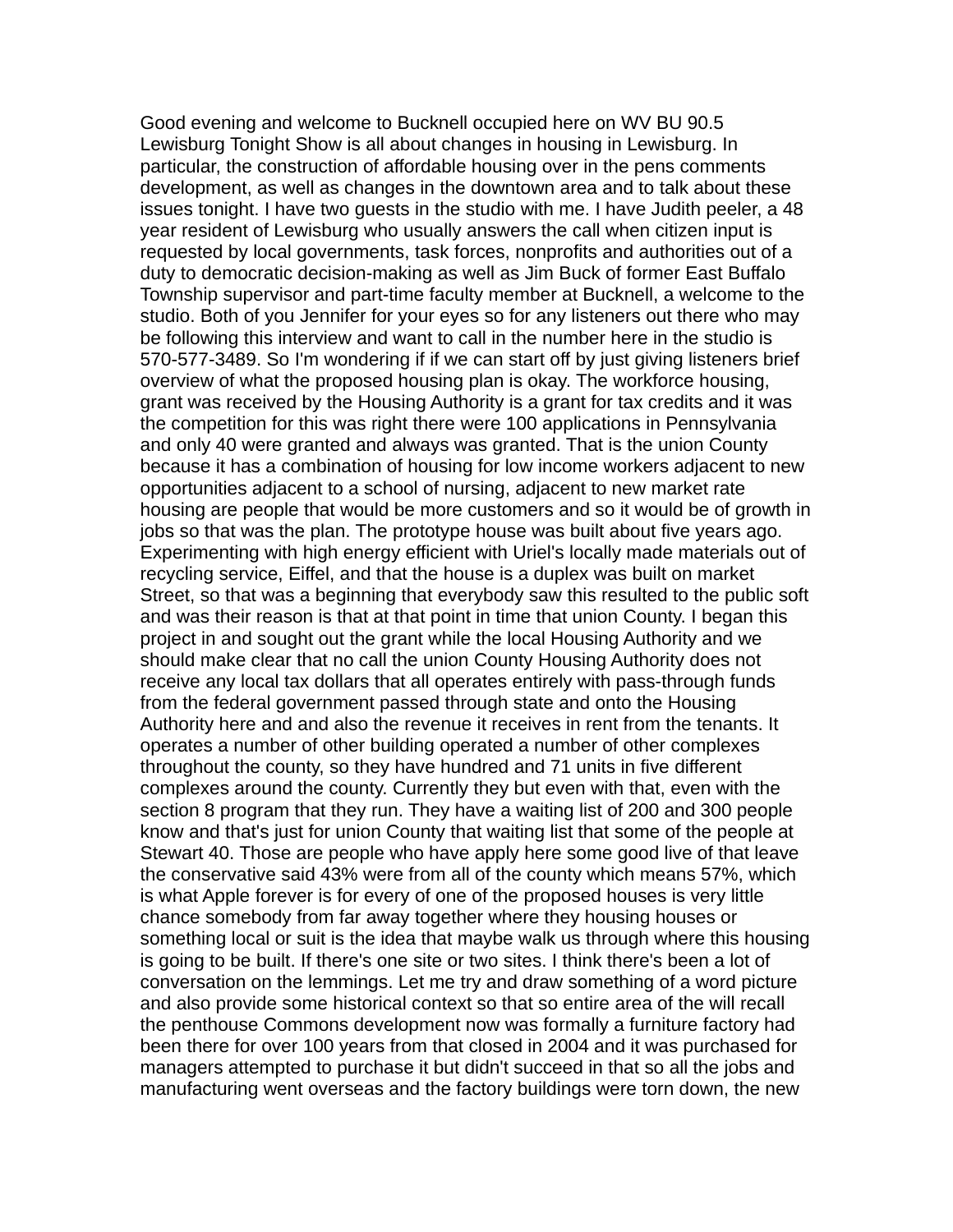Good evening and welcome to Bucknell occupied here on WV BU 90.5 Lewisburg Tonight Show is all about changes in housing in Lewisburg. In particular, the construction of affordable housing over in the pens comments development, as well as changes in the downtown area and to talk about these issues tonight. I have two guests in the studio with me. I have Judith peeler, a 48 year resident of Lewisburg who usually answers the call when citizen input is requested by local governments, task forces, nonprofits and authorities out of a duty to democratic decision-making as well as Jim Buck of former East Buffalo Township supervisor and part-time faculty member at Bucknell, a welcome to the studio. Both of you Jennifer for your eyes so for any listeners out there who may be following this interview and want to call in the number here in the studio is 570-577-3489. So I'm wondering if if we can start off by just giving listeners brief overview of what the proposed housing plan is okay. The workforce housing, grant was received by the Housing Authority is a grant for tax credits and it was the competition for this was right there were 100 applications in Pennsylvania and only 40 were granted and always was granted. That is the union County because it has a combination of housing for low income workers adjacent to new opportunities adjacent to a school of nursing, adjacent to new market rate housing are people that would be more customers and so it would be of growth in jobs so that was the plan. The prototype house was built about five years ago. Experimenting with high energy efficient with Uriel's locally made materials out of recycling service, Eiffel, and that the house is a duplex was built on market Street, so that was a beginning that everybody saw this resulted to the public soft and was their reason is that at that point in time that union County. I began this project in and sought out the grant while the local Housing Authority and we should make clear that no call the union County Housing Authority does not receive any local tax dollars that all operates entirely with pass-through funds from the federal government passed through state and onto the Housing Authority here and and also the revenue it receives in rent from the tenants. It operates a number of other building operated a number of other complexes throughout the county, so they have hundred and 71 units in five different complexes around the county. Currently they but even with that, even with the section 8 program that they run. They have a waiting list of 200 and 300 people know and that's just for union County that waiting list that some of the people at Stewart 40. Those are people who have apply here some good live of that leave the conservative said 43% were from all of the county which means 57%, which is what Apple forever is for every of one of the proposed houses is very little chance somebody from far away together where they housing houses or something local or suit is the idea that maybe walk us through where this housing is going to be built. If there's one site or two sites. I think there's been a lot of conversation on the lemmings. Let me try and draw something of a word picture and also provide some historical context so that so entire area of the will recall the penthouse Commons development now was formally a furniture factory had been there for over 100 years from that closed in 2004 and it was purchased for managers attempted to purchase it but didn't succeed in that so all the jobs and manufacturing went overseas and the factory buildings were torn down, the new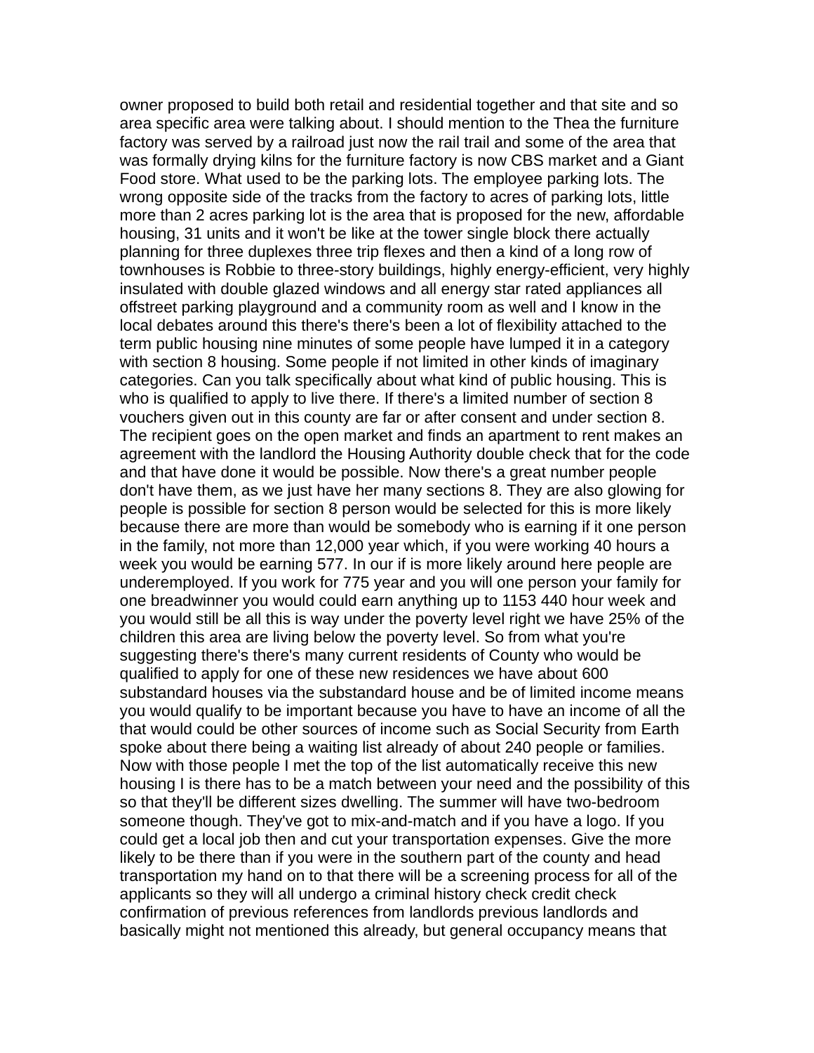owner proposed to build both retail and residential together and that site and so area specific area were talking about. I should mention to the Thea the furniture factory was served by a railroad just now the rail trail and some of the area that was formally drying kilns for the furniture factory is now CBS market and a Giant Food store. What used to be the parking lots. The employee parking lots. The wrong opposite side of the tracks from the factory to acres of parking lots, little more than 2 acres parking lot is the area that is proposed for the new, affordable housing, 31 units and it won't be like at the tower single block there actually planning for three duplexes three trip flexes and then a kind of a long row of townhouses is Robbie to three-story buildings, highly energy-efficient, very highly insulated with double glazed windows and all energy star rated appliances all offstreet parking playground and a community room as well and I know in the local debates around this there's there's been a lot of flexibility attached to the term public housing nine minutes of some people have lumped it in a category with section 8 housing. Some people if not limited in other kinds of imaginary categories. Can you talk specifically about what kind of public housing. This is who is qualified to apply to live there. If there's a limited number of section 8 vouchers given out in this county are far or after consent and under section 8. The recipient goes on the open market and finds an apartment to rent makes an agreement with the landlord the Housing Authority double check that for the code and that have done it would be possible. Now there's a great number people don't have them, as we just have her many sections 8. They are also glowing for people is possible for section 8 person would be selected for this is more likely because there are more than would be somebody who is earning if it one person in the family, not more than 12,000 year which, if you were working 40 hours a week you would be earning 577. In our if is more likely around here people are underemployed. If you work for 775 year and you will one person your family for one breadwinner you would could earn anything up to 1153 440 hour week and you would still be all this is way under the poverty level right we have 25% of the children this area are living below the poverty level. So from what you're suggesting there's there's many current residents of County who would be qualified to apply for one of these new residences we have about 600 substandard houses via the substandard house and be of limited income means you would qualify to be important because you have to have an income of all the that would could be other sources of income such as Social Security from Earth spoke about there being a waiting list already of about 240 people or families. Now with those people I met the top of the list automatically receive this new housing I is there has to be a match between your need and the possibility of this so that they'll be different sizes dwelling. The summer will have two-bedroom someone though. They've got to mix-and-match and if you have a logo. If you could get a local job then and cut your transportation expenses. Give the more likely to be there than if you were in the southern part of the county and head transportation my hand on to that there will be a screening process for all of the applicants so they will all undergo a criminal history check credit check confirmation of previous references from landlords previous landlords and basically might not mentioned this already, but general occupancy means that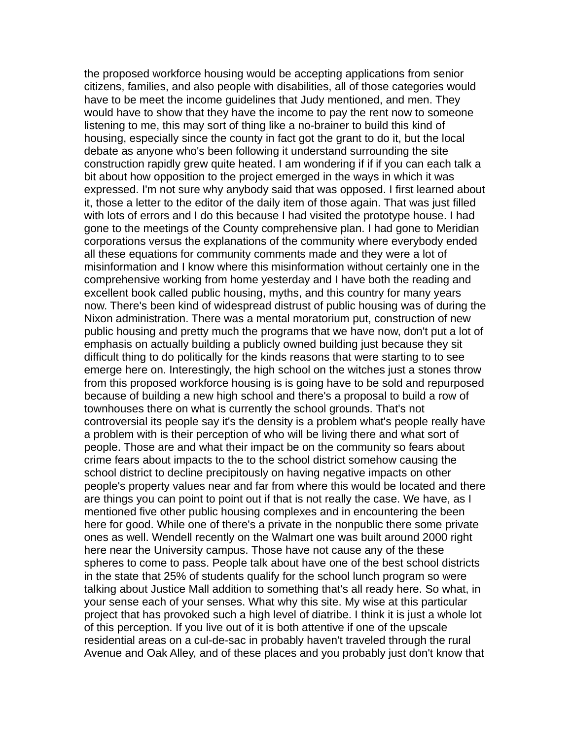the proposed workforce housing would be accepting applications from senior citizens, families, and also people with disabilities, all of those categories would have to be meet the income guidelines that Judy mentioned, and men. They would have to show that they have the income to pay the rent now to someone listening to me, this may sort of thing like a no-brainer to build this kind of housing, especially since the county in fact got the grant to do it, but the local debate as anyone who's been following it understand surrounding the site construction rapidly grew quite heated. I am wondering if if if you can each talk a bit about how opposition to the project emerged in the ways in which it was expressed. I'm not sure why anybody said that was opposed. I first learned about it, those a letter to the editor of the daily item of those again. That was just filled with lots of errors and I do this because I had visited the prototype house. I had gone to the meetings of the County comprehensive plan. I had gone to Meridian corporations versus the explanations of the community where everybody ended all these equations for community comments made and they were a lot of misinformation and I know where this misinformation without certainly one in the comprehensive working from home yesterday and I have both the reading and excellent book called public housing, myths, and this country for many years now. There's been kind of widespread distrust of public housing was of during the Nixon administration. There was a mental moratorium put, construction of new public housing and pretty much the programs that we have now, don't put a lot of emphasis on actually building a publicly owned building just because they sit difficult thing to do politically for the kinds reasons that were starting to to see emerge here on. Interestingly, the high school on the witches just a stones throw from this proposed workforce housing is is going have to be sold and repurposed because of building a new high school and there's a proposal to build a row of townhouses there on what is currently the school grounds. That's not controversial its people say it's the density is a problem what's people really have a problem with is their perception of who will be living there and what sort of people. Those are and what their impact be on the community so fears about crime fears about impacts to the to the school district somehow causing the school district to decline precipitously on having negative impacts on other people's property values near and far from where this would be located and there are things you can point to point out if that is not really the case. We have, as I mentioned five other public housing complexes and in encountering the been here for good. While one of there's a private in the nonpublic there some private ones as well. Wendell recently on the Walmart one was built around 2000 right here near the University campus. Those have not cause any of the these spheres to come to pass. People talk about have one of the best school districts in the state that 25% of students qualify for the school lunch program so were talking about Justice Mall addition to something that's all ready here. So what, in your sense each of your senses. What why this site. My wise at this particular project that has provoked such a high level of diatribe. I think it is just a whole lot of this perception. If you live out of it is both attentive if one of the upscale residential areas on a cul-de-sac in probably haven't traveled through the rural Avenue and Oak Alley, and of these places and you probably just don't know that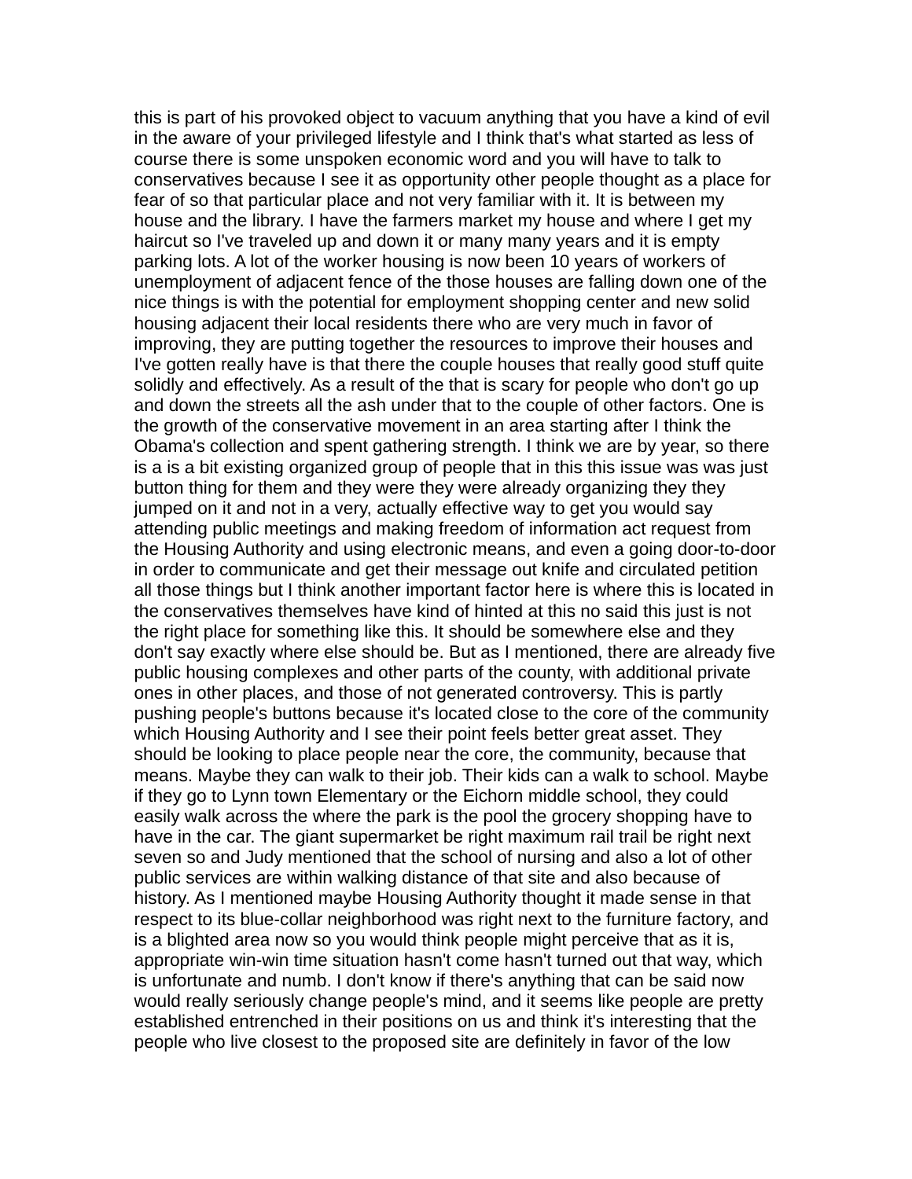this is part of his provoked object to vacuum anything that you have a kind of evil in the aware of your privileged lifestyle and I think that's what started as less of course there is some unspoken economic word and you will have to talk to conservatives because I see it as opportunity other people thought as a place for fear of so that particular place and not very familiar with it. It is between my house and the library. I have the farmers market my house and where I get my haircut so I've traveled up and down it or many many years and it is empty parking lots. A lot of the worker housing is now been 10 years of workers of unemployment of adjacent fence of the those houses are falling down one of the nice things is with the potential for employment shopping center and new solid housing adjacent their local residents there who are very much in favor of improving, they are putting together the resources to improve their houses and I've gotten really have is that there the couple houses that really good stuff quite solidly and effectively. As a result of the that is scary for people who don't go up and down the streets all the ash under that to the couple of other factors. One is the growth of the conservative movement in an area starting after I think the Obama's collection and spent gathering strength. I think we are by year, so there is a is a bit existing organized group of people that in this this issue was was just button thing for them and they were they were already organizing they they jumped on it and not in a very, actually effective way to get you would say attending public meetings and making freedom of information act request from the Housing Authority and using electronic means, and even a going door-to-door in order to communicate and get their message out knife and circulated petition all those things but I think another important factor here is where this is located in the conservatives themselves have kind of hinted at this no said this just is not the right place for something like this. It should be somewhere else and they don't say exactly where else should be. But as I mentioned, there are already five public housing complexes and other parts of the county, with additional private ones in other places, and those of not generated controversy. This is partly pushing people's buttons because it's located close to the core of the community which Housing Authority and I see their point feels better great asset. They should be looking to place people near the core, the community, because that means. Maybe they can walk to their job. Their kids can a walk to school. Maybe if they go to Lynn town Elementary or the Eichorn middle school, they could easily walk across the where the park is the pool the grocery shopping have to have in the car. The giant supermarket be right maximum rail trail be right next seven so and Judy mentioned that the school of nursing and also a lot of other public services are within walking distance of that site and also because of history. As I mentioned maybe Housing Authority thought it made sense in that respect to its blue-collar neighborhood was right next to the furniture factory, and is a blighted area now so you would think people might perceive that as it is, appropriate win-win time situation hasn't come hasn't turned out that way, which is unfortunate and numb. I don't know if there's anything that can be said now would really seriously change people's mind, and it seems like people are pretty established entrenched in their positions on us and think it's interesting that the people who live closest to the proposed site are definitely in favor of the low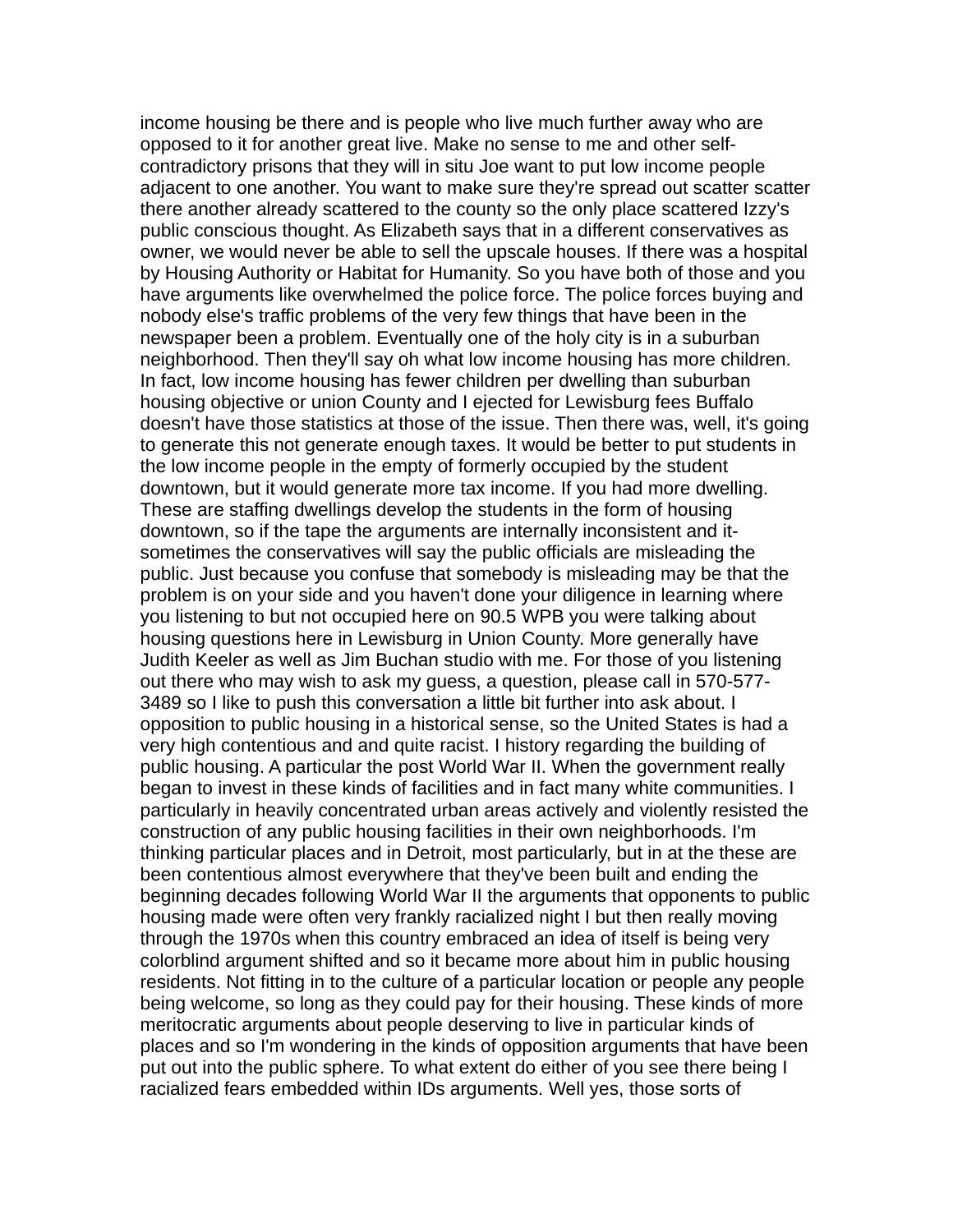income housing be there and is people who live much further away who are opposed to it for another great live. Make no sense to me and other self-contradictory prisons that they will in situ Joe want to put low income people adjacent to one another. You want to make sure they're spread out scatter scatter there another already scattered to the county so the only place scattered Izzy's public conscious thought. As Elizabeth says that in a different conservatives as owner, we would never be able to sell the upscale houses. If there was a hospital by Housing Authority or Habitat for Humanity. So you have both of those and you have arguments like overwhelmed the police force. The police forces buying and nobody else's traffic problems of the very few things that have been in the newspaper been a problem. Eventually one of the holy city is in a suburban neighborhood. Then they'll say oh what low income housing has more children. In fact, low income housing has fewer children per dwelling than suburban housing objective or union County and I ejected for Lewisburg fees Buffalo doesn't have those statistics at those of the issue. Then there was, well, it's going to generate this not generate enough taxes. It would be better to put students in the low income people in the empty of formerly occupied by the student downtown, but it would generate more tax income. If you had more dwelling. These are staffing dwellings develop the students in the form of housing downtown, so if the tape the arguments are internally inconsistent and it-sometimes the conservatives will say the public officials are misleading the public. Just because you confuse that somebody is misleading may be that the problem is on your side and you haven't done your diligence in learning where you listening to but not occupied here on 90.5 WPB you were talking about housing questions here in Lewisburg in Union County. More generally have Judith Keeler as well as Jim Buchan studio with me. For those of you listening out there who may wish to ask my guess, a question, please call in 570-577-3489 so I like to push this conversation a little bit further into ask about. I opposition to public housing in a historical sense, so the United States is had a very high contentious and and quite racist. I history regarding the building of public housing. A particular the post World War II. When the government really began to invest in these kinds of facilities and in fact many white communities. I particularly in heavily concentrated urban areas actively and violently resisted the construction of any public housing facilities in their own neighborhoods. I'm thinking particular places and in Detroit, most particularly, but in at the these are been contentious almost everywhere that they've been built and ending the beginning decades following World War II the arguments that opponents to public housing made were often very frankly racialized night I but then really moving through the 1970s when this country embraced an idea of itself is being very colorblind argument shifted and so it became more about him in public housing residents. Not fitting in to the culture of a particular location or people any people being welcome, so long as they could pay for their housing. These kinds of more meritocratic arguments about people deserving to live in particular kinds of places and so I'm wondering in the kinds of opposition arguments that have been put out into the public sphere. To what extent do either of you see there being I racialized fears embedded within IDs arguments. Well yes, those sorts of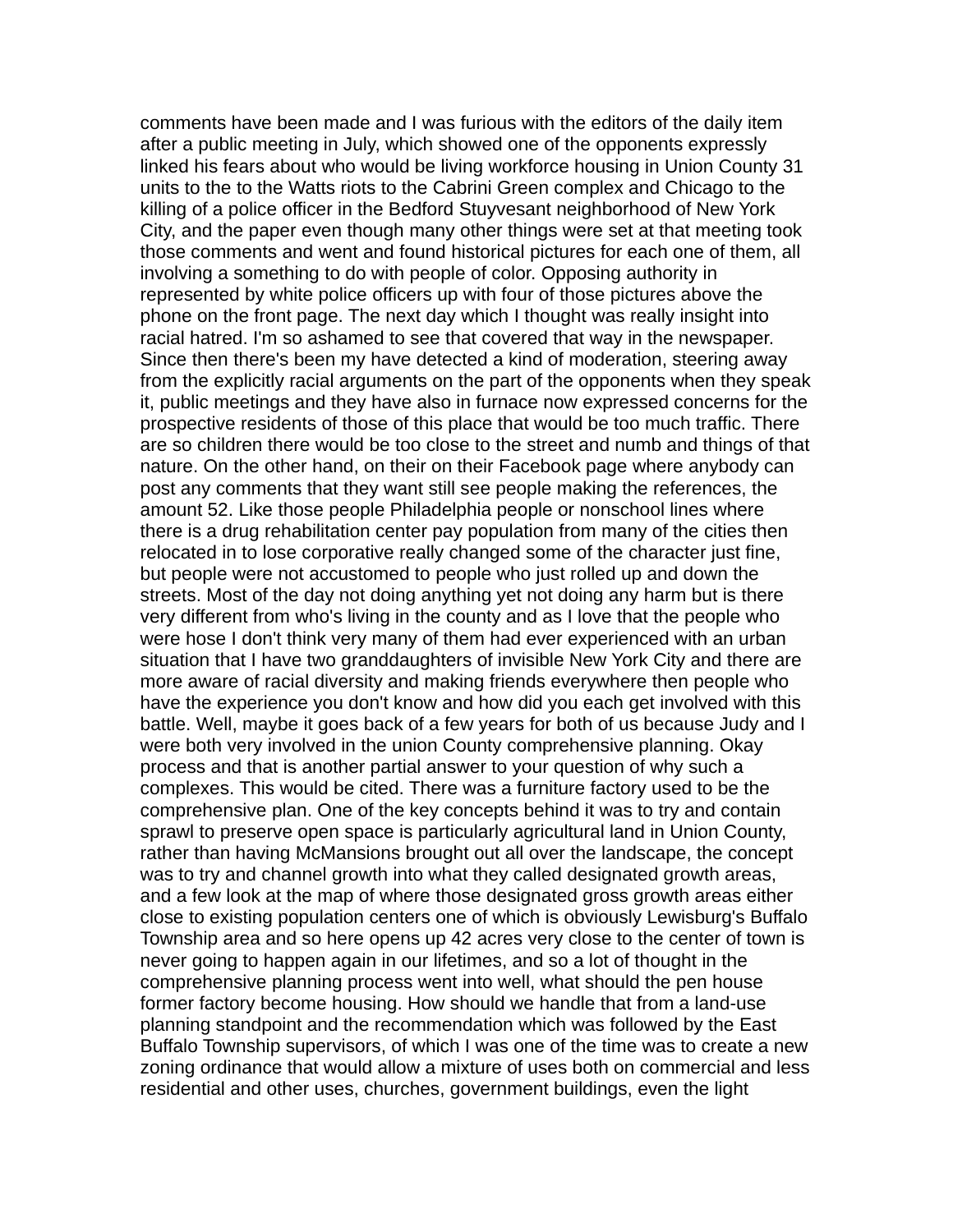comments have been made and I was furious with the editors of the daily item after a public meeting in July, which showed one of the opponents expressly linked his fears about who would be living workforce housing in Union County 31 units to the to the Watts riots to the Cabrini Green complex and Chicago to the killing of a police officer in the Bedford Stuyvesant neighborhood of New York City, and the paper even though many other things were set at that meeting took those comments and went and found historical pictures for each one of them, all involving a something to do with people of color. Opposing authority in represented by white police officers up with four of those pictures above the phone on the front page. The next day which I thought was really insight into racial hatred. I'm so ashamed to see that covered that way in the newspaper. Since then there's been my have detected a kind of moderation, steering away from the explicitly racial arguments on the part of the opponents when they speak it, public meetings and they have also in furnace now expressed concerns for the prospective residents of those of this place that would be too much traffic. There are so children there would be too close to the street and numb and things of that nature. On the other hand, on their on their Facebook page where anybody can post any comments that they want still see people making the references, the amount 52. Like those people Philadelphia people or nonschool lines where there is a drug rehabilitation center pay population from many of the cities then relocated in to lose corporative really changed some of the character just fine, but people were not accustomed to people who just rolled up and down the streets. Most of the day not doing anything yet not doing any harm but is there very different from who's living in the county and as I love that the people who were hose I don't think very many of them had ever experienced with an urban situation that I have two granddaughters of invisible New York City and there are more aware of racial diversity and making friends everywhere then people who have the experience you don't know and how did you each get involved with this battle. Well, maybe it goes back of a few years for both of us because Judy and I were both very involved in the union County comprehensive planning. Okay process and that is another partial answer to your question of why such a complexes. This would be cited. There was a furniture factory used to be the comprehensive plan. One of the key concepts behind it was to try and contain sprawl to preserve open space is particularly agricultural land in Union County, rather than having McMansions brought out all over the landscape, the concept was to try and channel growth into what they called designated growth areas, and a few look at the map of where those designated gross growth areas either close to existing population centers one of which is obviously Lewisburg's Buffalo Township area and so here opens up 42 acres very close to the center of town is never going to happen again in our lifetimes, and so a lot of thought in the comprehensive planning process went into well, what should the pen house former factory become housing. How should we handle that from a land-use planning standpoint and the recommendation which was followed by the East Buffalo Township supervisors, of which I was one of the time was to create a new zoning ordinance that would allow a mixture of uses both on commercial and less residential and other uses, churches, government buildings, even the light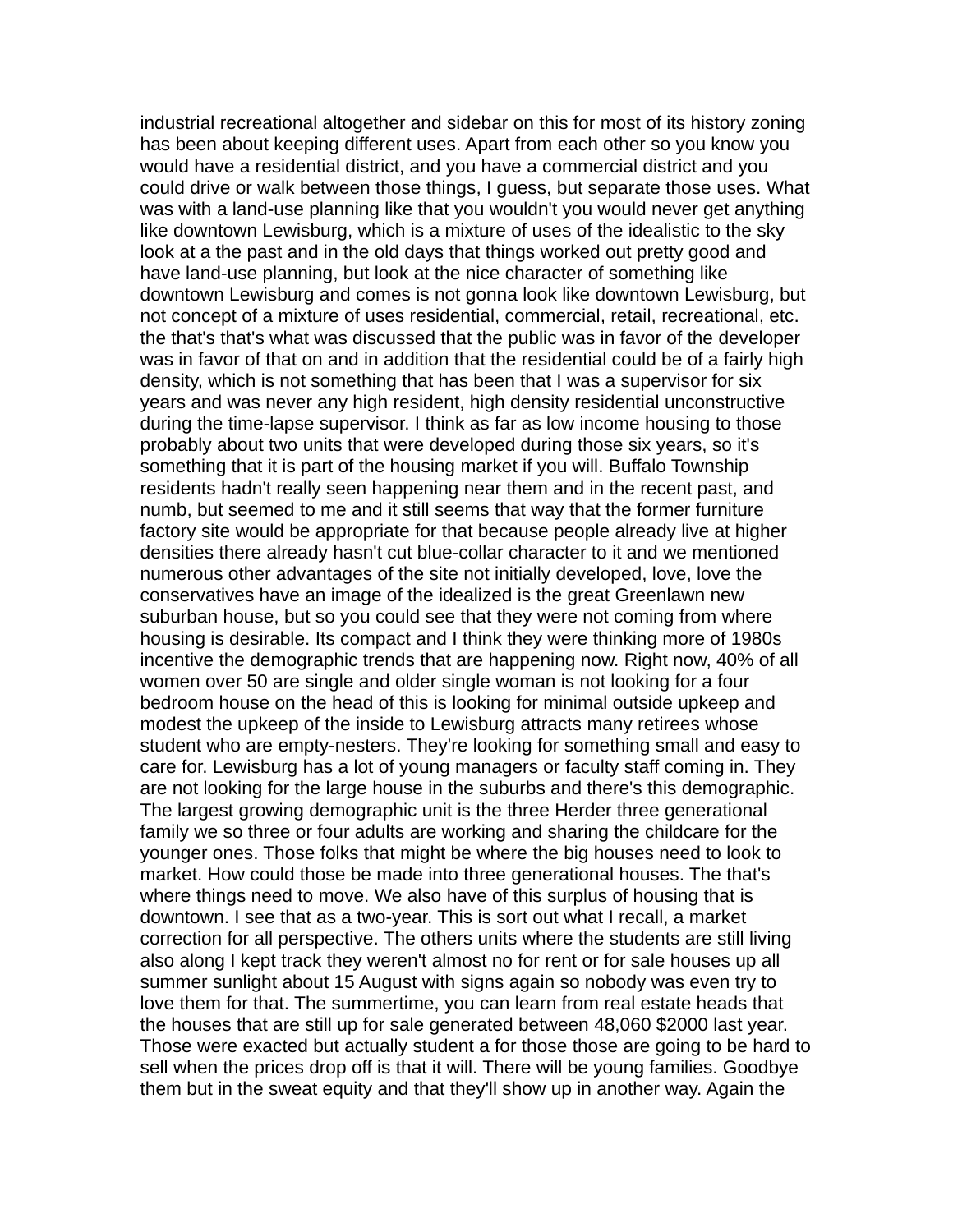industrial recreational altogether and sidebar on this for most of its history zoning has been about keeping different uses. Apart from each other so you know you would have a residential district, and you have a commercial district and you could drive or walk between those things, I guess, but separate those uses. What was with a land-use planning like that you wouldn't you would never get anything like downtown Lewisburg, which is a mixture of uses of the idealistic to the sky look at a the past and in the old days that things worked out pretty good and have land-use planning, but look at the nice character of something like downtown Lewisburg and comes is not gonna look like downtown Lewisburg, but not concept of a mixture of uses residential, commercial, retail, recreational, etc. the that's that's what was discussed that the public was in favor of the developer was in favor of that on and in addition that the residential could be of a fairly high density, which is not something that has been that I was a supervisor for six years and was never any high resident, high density residential unconstructive during the time-lapse supervisor. I think as far as low income housing to those probably about two units that were developed during those six years, so it's something that it is part of the housing market if you will. Buffalo Township residents hadn't really seen happening near them and in the recent past, and numb, but seemed to me and it still seems that way that the former furniture factory site would be appropriate for that because people already live at higher densities there already hasn't cut blue-collar character to it and we mentioned numerous other advantages of the site not initially developed, love, love the conservatives have an image of the idealized is the great Greenlawn new suburban house, but so you could see that they were not coming from where housing is desirable. Its compact and I think they were thinking more of 1980s incentive the demographic trends that are happening now. Right now, 40% of all women over 50 are single and older single woman is not looking for a four bedroom house on the head of this is looking for minimal outside upkeep and modest the upkeep of the inside to Lewisburg attracts many retirees whose student who are empty-nesters. They're looking for something small and easy to care for. Lewisburg has a lot of young managers or faculty staff coming in. They are not looking for the large house in the suburbs and there's this demographic. The largest growing demographic unit is the three Herder three generational family we so three or four adults are working and sharing the childcare for the younger ones. Those folks that might be where the big houses need to look to market. How could those be made into three generational houses. The that's where things need to move. We also have of this surplus of housing that is downtown. I see that as a two-year. This is sort out what I recall, a market correction for all perspective. The others units where the students are still living also along I kept track they weren't almost no for rent or for sale houses up all summer sunlight about 15 August with signs again so nobody was even try to love them for that. The summertime, you can learn from real estate heads that the houses that are still up for sale generated between 48,060 $2000 last year. Those were exacted but actually student a for those those are going to be hard to sell when the prices drop off is that it will. There will be young families. Goodbye them but in the sweat equity and that they'll show up in another way. Again the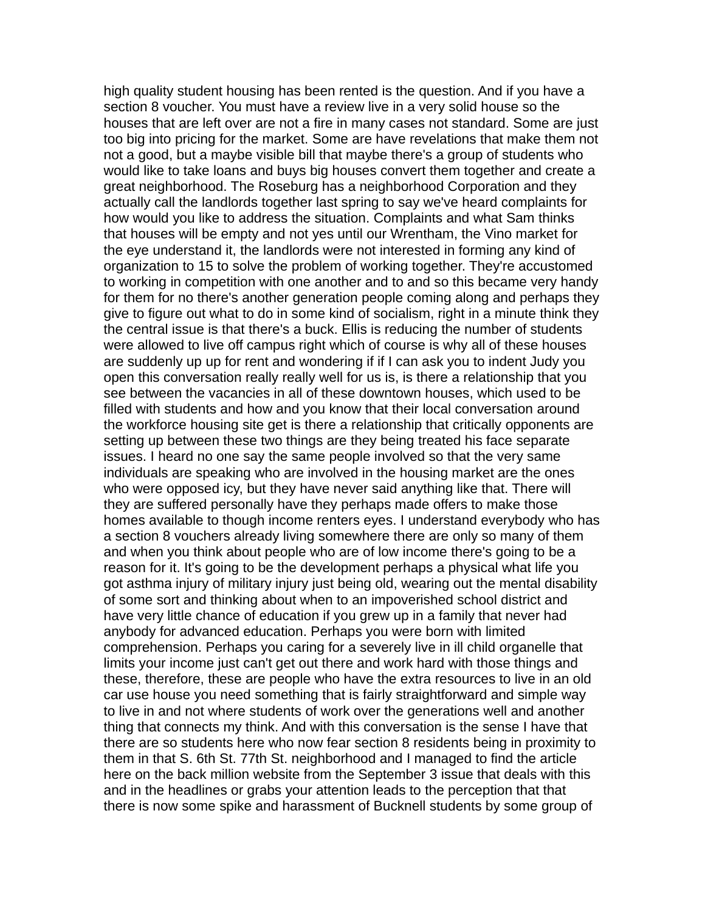high quality student housing has been rented is the question. And if you have a section 8 voucher. You must have a review live in a very solid house so the houses that are left over are not a fire in many cases not standard. Some are just too big into pricing for the market. Some are have revelations that make them not not a good, but a maybe visible bill that maybe there's a group of students who would like to take loans and buys big houses convert them together and create a great neighborhood. The Roseburg has a neighborhood Corporation and they actually call the landlords together last spring to say we've heard complaints for how would you like to address the situation. Complaints and what Sam thinks that houses will be empty and not yes until our Wrentham, the Vino market for the eye understand it, the landlords were not interested in forming any kind of organization to 15 to solve the problem of working together. They're accustomed to working in competition with one another and to and so this became very handy for them for no there's another generation people coming along and perhaps they give to figure out what to do in some kind of socialism, right in a minute think they the central issue is that there's a buck. Ellis is reducing the number of students were allowed to live off campus right which of course is why all of these houses are suddenly up up for rent and wondering if if I can ask you to indent Judy you open this conversation really really well for us is, is there a relationship that you see between the vacancies in all of these downtown houses, which used to be filled with students and how and you know that their local conversation around the workforce housing site get is there a relationship that critically opponents are setting up between these two things are they being treated his face separate issues. I heard no one say the same people involved so that the very same individuals are speaking who are involved in the housing market are the ones who were opposed icy, but they have never said anything like that. There will they are suffered personally have they perhaps made offers to make those homes available to though income renters eyes. I understand everybody who has a section 8 vouchers already living somewhere there are only so many of them and when you think about people who are of low income there's going to be a reason for it. It's going to be the development perhaps a physical what life you got asthma injury of military injury just being old, wearing out the mental disability of some sort and thinking about when to an impoverished school district and have very little chance of education if you grew up in a family that never had anybody for advanced education. Perhaps you were born with limited comprehension. Perhaps you caring for a severely live in ill child organelle that limits your income just can't get out there and work hard with those things and these, therefore, these are people who have the extra resources to live in an old car use house you need something that is fairly straightforward and simple way to live in and not where students of work over the generations well and another thing that connects my think. And with this conversation is the sense I have that there are so students here who now fear section 8 residents being in proximity to them in that S. 6th St. 77th St. neighborhood and I managed to find the article here on the back million website from the September 3 issue that deals with this and in the headlines or grabs your attention leads to the perception that that there is now some spike and harassment of Bucknell students by some group of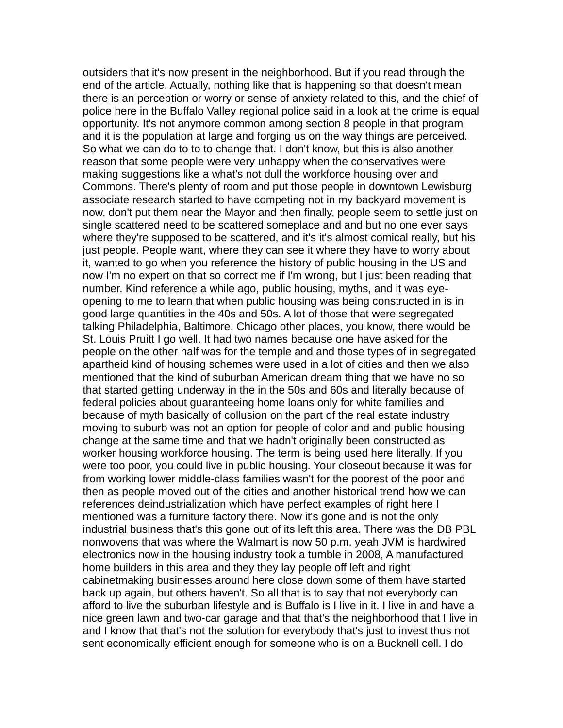outsiders that it's now present in the neighborhood. But if you read through the end of the article. Actually, nothing like that is happening so that doesn't mean there is an perception or worry or sense of anxiety related to this, and the chief of police here in the Buffalo Valley regional police said in a look at the crime is equal opportunity. It's not anymore common among section 8 people in that program and it is the population at large and forging us on the way things are perceived. So what we can do to to to change that. I don't know, but this is also another reason that some people were very unhappy when the conservatives were making suggestions like a what's not dull the workforce housing over and Commons. There's plenty of room and put those people in downtown Lewisburg associate research started to have competing not in my backyard movement is now, don't put them near the Mayor and then finally, people seem to settle just on single scattered need to be scattered someplace and and but no one ever says where they're supposed to be scattered, and it's it's almost comical really, but his just people. People want, where they can see it where they have to worry about it, wanted to go when you reference the history of public housing in the US and now I'm no expert on that so correct me if I'm wrong, but I just been reading that number. Kind reference a while ago, public housing, myths, and it was eye-opening to me to learn that when public housing was being constructed in is in good large quantities in the 40s and 50s. A lot of those that were segregated talking Philadelphia, Baltimore, Chicago other places, you know, there would be St. Louis Pruitt I go well. It had two names because one have asked for the people on the other half was for the temple and and those types of in segregated apartheid kind of housing schemes were used in a lot of cities and then we also mentioned that the kind of suburban American dream thing that we have no so that started getting underway in the in the 50s and 60s and literally because of federal policies about guaranteeing home loans only for white families and because of myth basically of collusion on the part of the real estate industry moving to suburb was not an option for people of color and and public housing change at the same time and that we hadn't originally been constructed as worker housing workforce housing. The term is being used here literally. If you were too poor, you could live in public housing. Your closeout because it was for from working lower middle-class families wasn't for the poorest of the poor and then as people moved out of the cities and another historical trend how we can references deindustrialization which have perfect examples of right here I mentioned was a furniture factory there. Now it's gone and is not the only industrial business that's this gone out of its left this area. There was the DB PBL nonwovens that was where the Walmart is now 50 p.m. yeah JVM is hardwired electronics now in the housing industry took a tumble in 2008, A manufactured home builders in this area and they they lay people off left and right cabinetmaking businesses around here close down some of them have started back up again, but others haven't. So all that is to say that not everybody can afford to live the suburban lifestyle and is Buffalo is I live in it. I live in and have a nice green lawn and two-car garage and that that's the neighborhood that I live in and I know that that's not the solution for everybody that's just to invest thus not sent economically efficient enough for someone who is on a Bucknell cell. I do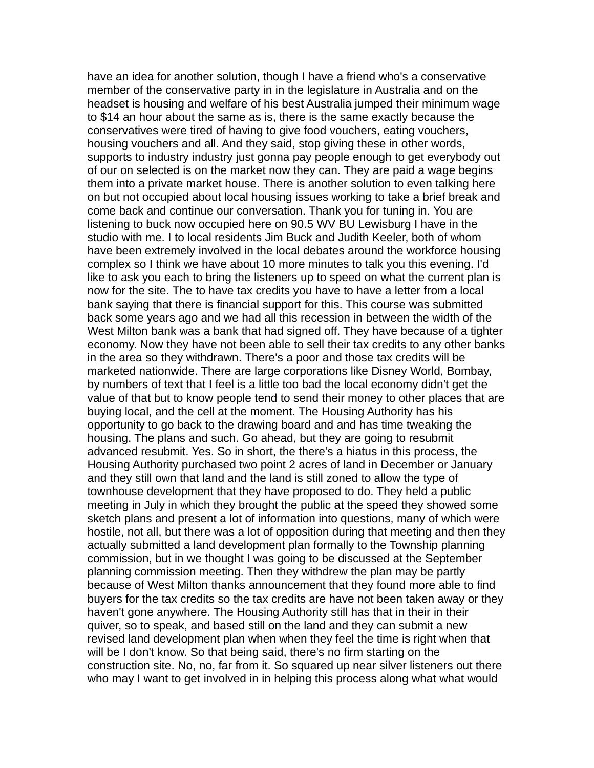have an idea for another solution, though I have a friend who's a conservative member of the conservative party in in the legislature in Australia and on the headset is housing and welfare of his best Australia jumped their minimum wage to $14 an hour about the same as is, there is the same exactly because the conservatives were tired of having to give food vouchers, eating vouchers, housing vouchers and all. And they said, stop giving these in other words, supports to industry industry just gonna pay people enough to get everybody out of our on selected is on the market now they can. They are paid a wage begins them into a private market house. There is another solution to even talking here on but not occupied about local housing issues working to take a brief break and come back and continue our conversation. Thank you for tuning in. You are listening to buck now occupied here on 90.5 WV BU Lewisburg I have in the studio with me. I to local residents Jim Buck and Judith Keeler, both of whom have been extremely involved in the local debates around the workforce housing complex so I think we have about 10 more minutes to talk you this evening. I'd like to ask you each to bring the listeners up to speed on what the current plan is now for the site. The to have tax credits you have to have a letter from a local bank saying that there is financial support for this. This course was submitted back some years ago and we had all this recession in between the width of the West Milton bank was a bank that had signed off. They have because of a tighter economy. Now they have not been able to sell their tax credits to any other banks in the area so they withdrawn. There's a poor and those tax credits will be marketed nationwide. There are large corporations like Disney World, Bombay, by numbers of text that I feel is a little too bad the local economy didn't get the value of that but to know people tend to send their money to other places that are buying local, and the cell at the moment. The Housing Authority has his opportunity to go back to the drawing board and and has time tweaking the housing. The plans and such. Go ahead, but they are going to resubmit advanced resubmit. Yes. So in short, the there's a hiatus in this process, the Housing Authority purchased two point 2 acres of land in December or January and they still own that land and the land is still zoned to allow the type of townhouse development that they have proposed to do. They held a public meeting in July in which they brought the public at the speed they showed some sketch plans and present a lot of information into questions, many of which were hostile, not all, but there was a lot of opposition during that meeting and then they actually submitted a land development plan formally to the Township planning commission, but in we thought I was going to be discussed at the September planning commission meeting. Then they withdrew the plan may be partly because of West Milton thanks announcement that they found more able to find buyers for the tax credits so the tax credits are have not been taken away or they haven't gone anywhere. The Housing Authority still has that in their in their quiver, so to speak, and based still on the land and they can submit a new revised land development plan when when they feel the time is right when that will be I don't know. So that being said, there's no firm starting on the construction site. No, no, far from it. So squared up near silver listeners out there who may I want to get involved in in helping this process along what what would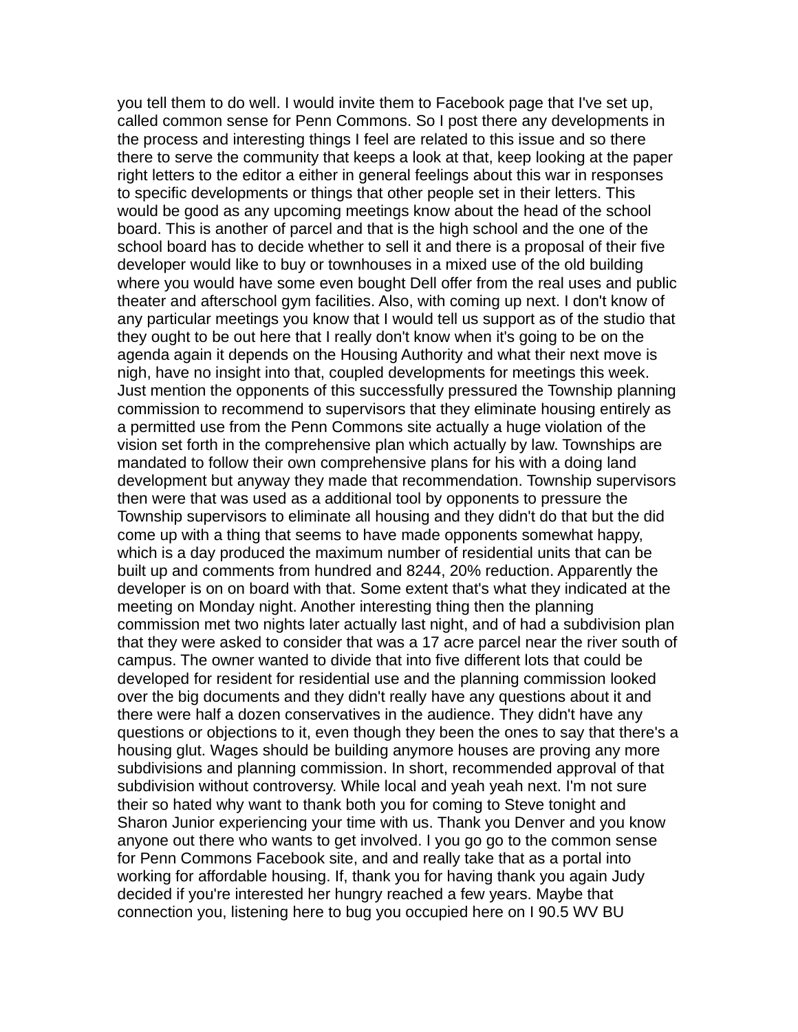you tell them to do well. I would invite them to Facebook page that I've set up, called common sense for Penn Commons. So I post there any developments in the process and interesting things I feel are related to this issue and so there there to serve the community that keeps a look at that, keep looking at the paper right letters to the editor a either in general feelings about this war in responses to specific developments or things that other people set in their letters. This would be good as any upcoming meetings know about the head of the school board. This is another of parcel and that is the high school and the one of the school board has to decide whether to sell it and there is a proposal of their five developer would like to buy or townhouses in a mixed use of the old building where you would have some even bought Dell offer from the real uses and public theater and afterschool gym facilities. Also, with coming up next. I don't know of any particular meetings you know that I would tell us support as of the studio that they ought to be out here that I really don't know when it's going to be on the agenda again it depends on the Housing Authority and what their next move is nigh, have no insight into that, coupled developments for meetings this week. Just mention the opponents of this successfully pressured the Township planning commission to recommend to supervisors that they eliminate housing entirely as a permitted use from the Penn Commons site actually a huge violation of the vision set forth in the comprehensive plan which actually by law. Townships are mandated to follow their own comprehensive plans for his with a doing land development but anyway they made that recommendation. Township supervisors then were that was used as a additional tool by opponents to pressure the Township supervisors to eliminate all housing and they didn't do that but the did come up with a thing that seems to have made opponents somewhat happy, which is a day produced the maximum number of residential units that can be built up and comments from hundred and 8244, 20% reduction. Apparently the developer is on on board with that. Some extent that's what they indicated at the meeting on Monday night. Another interesting thing then the planning commission met two nights later actually last night, and of had a subdivision plan that they were asked to consider that was a 17 acre parcel near the river south of campus. The owner wanted to divide that into five different lots that could be developed for resident for residential use and the planning commission looked over the big documents and they didn't really have any questions about it and there were half a dozen conservatives in the audience. They didn't have any questions or objections to it, even though they been the ones to say that there's a housing glut. Wages should be building anymore houses are proving any more subdivisions and planning commission. In short, recommended approval of that subdivision without controversy. While local and yeah yeah next. I'm not sure their so hated why want to thank both you for coming to Steve tonight and Sharon Junior experiencing your time with us. Thank you Denver and you know anyone out there who wants to get involved. I you go go to the common sense for Penn Commons Facebook site, and and really take that as a portal into working for affordable housing. If, thank you for having thank you again Judy decided if you're interested her hungry reached a few years. Maybe that connection you, listening here to bug you occupied here on I 90.5 WV BU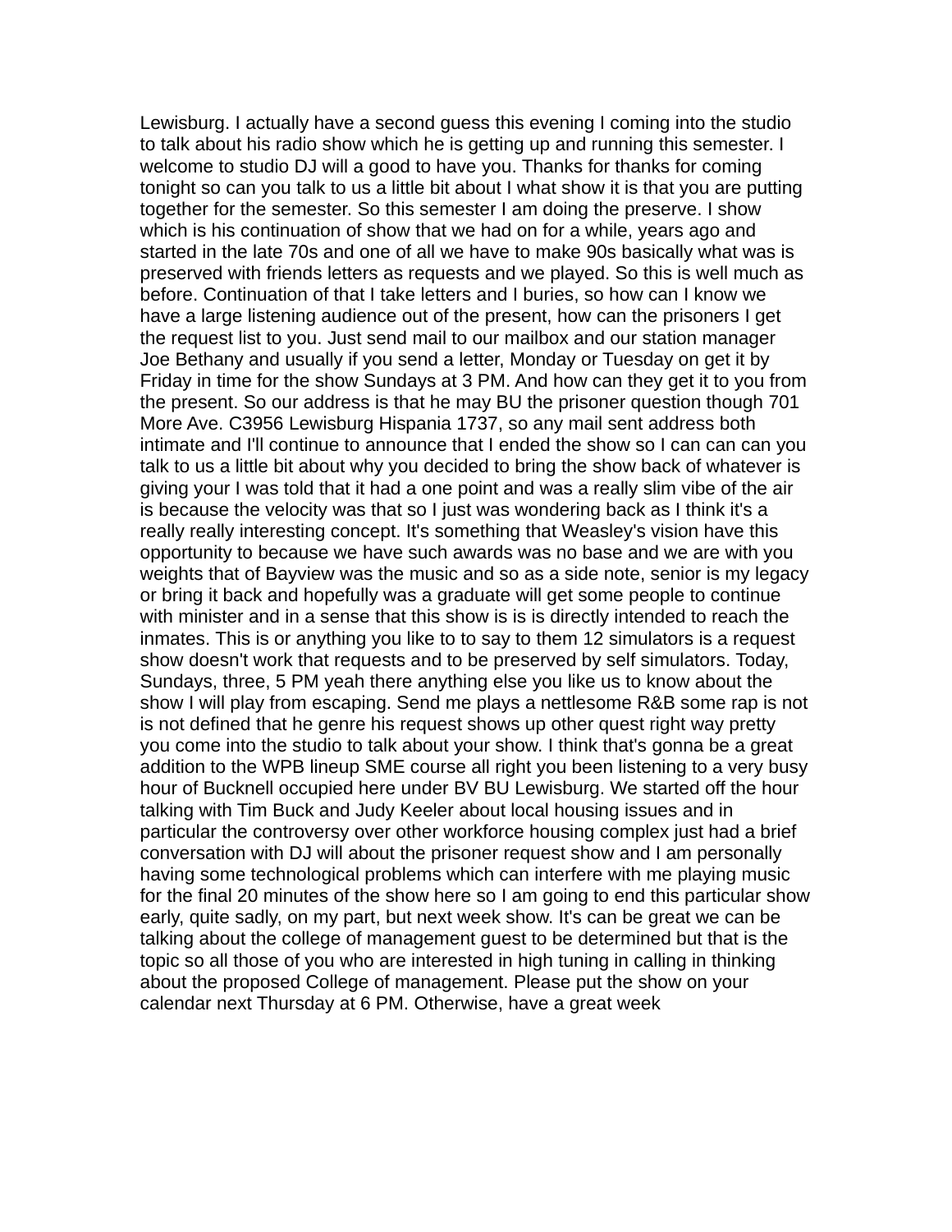Lewisburg. I actually have a second guess this evening I coming into the studio to talk about his radio show which he is getting up and running this semester. I welcome to studio DJ will a good to have you. Thanks for thanks for coming tonight so can you talk to us a little bit about I what show it is that you are putting together for the semester. So this semester I am doing the preserve. I show which is his continuation of show that we had on for a while, years ago and started in the late 70s and one of all we have to make 90s basically what was is preserved with friends letters as requests and we played. So this is well much as before. Continuation of that I take letters and I buries, so how can I know we have a large listening audience out of the present, how can the prisoners I get the request list to you. Just send mail to our mailbox and our station manager Joe Bethany and usually if you send a letter, Monday or Tuesday on get it by Friday in time for the show Sundays at 3 PM. And how can they get it to you from the present. So our address is that he may BU the prisoner question though 701 More Ave. C3956 Lewisburg Hispania 1737, so any mail sent address both intimate and I'll continue to announce that I ended the show so I can can can you talk to us a little bit about why you decided to bring the show back of whatever is giving your I was told that it had a one point and was a really slim vibe of the air is because the velocity was that so I just was wondering back as I think it's a really really interesting concept. It's something that Weasley's vision have this opportunity to because we have such awards was no base and we are with you weights that of Bayview was the music and so as a side note, senior is my legacy or bring it back and hopefully was a graduate will get some people to continue with minister and in a sense that this show is is is directly intended to reach the inmates. This is or anything you like to to say to them 12 simulators is a request show doesn't work that requests and to be preserved by self simulators. Today, Sundays, three, 5 PM yeah there anything else you like us to know about the show I will play from escaping. Send me plays a nettlesome R&B some rap is not is not defined that he genre his request shows up other quest right way pretty you come into the studio to talk about your show. I think that's gonna be a great addition to the WPB lineup SME course all right you been listening to a very busy hour of Bucknell occupied here under BV BU Lewisburg. We started off the hour talking with Tim Buck and Judy Keeler about local housing issues and in particular the controversy over other workforce housing complex just had a brief conversation with DJ will about the prisoner request show and I am personally having some technological problems which can interfere with me playing music for the final 20 minutes of the show here so I am going to end this particular show early, quite sadly, on my part, but next week show. It's can be great we can be talking about the college of management guest to be determined but that is the topic so all those of you who are interested in high tuning in calling in thinking about the proposed College of management. Please put the show on your calendar next Thursday at 6 PM. Otherwise, have a great week